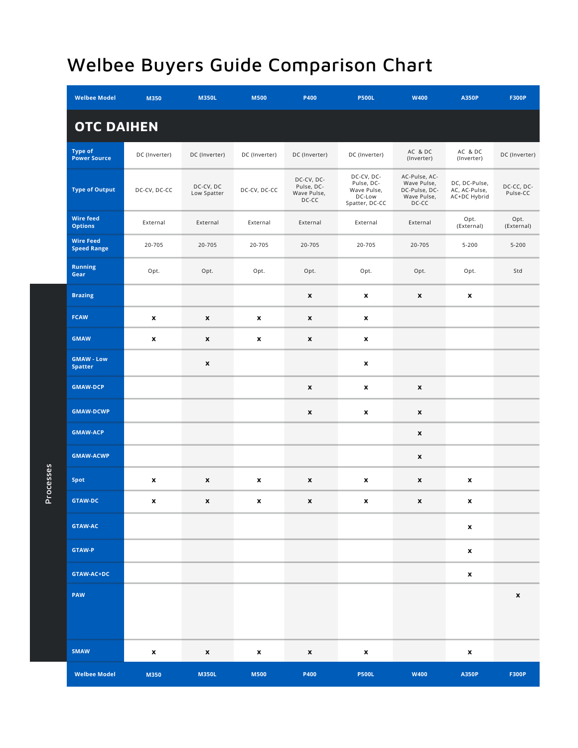# Welbee Buyers Guide Comparison Chart

| Welbee Model | M350 | M350L | M500 | P400 | P500L | W400 | A350P | F300P |
|---|---|---|---|---|---|---|---|---|
| **OTC DAIHEN** | | | | | | | | |
| Type of Power Source | DC (Inverter) | DC (Inverter) | DC (Inverter) | DC (Inverter) | DC (Inverter) | AC & DC (Inverter) | AC & DC (Inverter) | DC (Inverter) |
| Type of Output | DC-CV, DC-CC | DC-CV, DC Low Spatter | DC-CV, DC-CC | DC-CV, DC-Pulse, DC-Wave Pulse, DC-CC | DC-CV, DC-Pulse, DC-Wave Pulse, DC-Low Spatter, DC-CC | AC-Pulse, AC-Wave Pulse, DC-Pulse, DC-Wave Pulse, DC-CC | DC, DC-Pulse, AC, AC-Pulse, AC+DC Hybrid | DC-CC, DC-Pulse-CC |
| Wire feed Options | External | External | External | External | External | External | Opt. (External) | Opt. (External) |
| Wire Feed Speed Range | 20-705 | 20-705 | 20-705 | 20-705 | 20-705 | 20-705 | 5-200 | 5-200 |
| Running Gear | Opt. | Opt. | Opt. | Opt. | Opt. | Opt. | Opt. | Std |
| **Processes** | | | | | | | | |
| Brazing | | | | x | x | x | x | |
| FCAW | x | x | x | x | x | | | |
| GMAW | x | x | x | x | x | | | |
| GMAW - Low Spatter | | x | | | x | | | |
| GMAW-DCP | | | | x | x | x | | |
| GMAW-DCWP | | | | x | x | x | | |
| GMAW-ACP | | | | | | x | | |
| GMAW-ACWP | | | | | | x | | |
| Spot | x | x | x | x | x | x | x | |
| GTAW-DC | x | x | x | x | x | x | x | |
| GTAW-AC | | | | | | | x | |
| GTAW-P | | | | | | | x | |
| GTAW-AC+DC | | | | | | | x | |
| PAW | | | | | | | | x |
| SMAW | x | x | x | x | x | | x | |
| Welbee Model | M350 | M350L | M500 | P400 | P500L | W400 | A350P | F300P |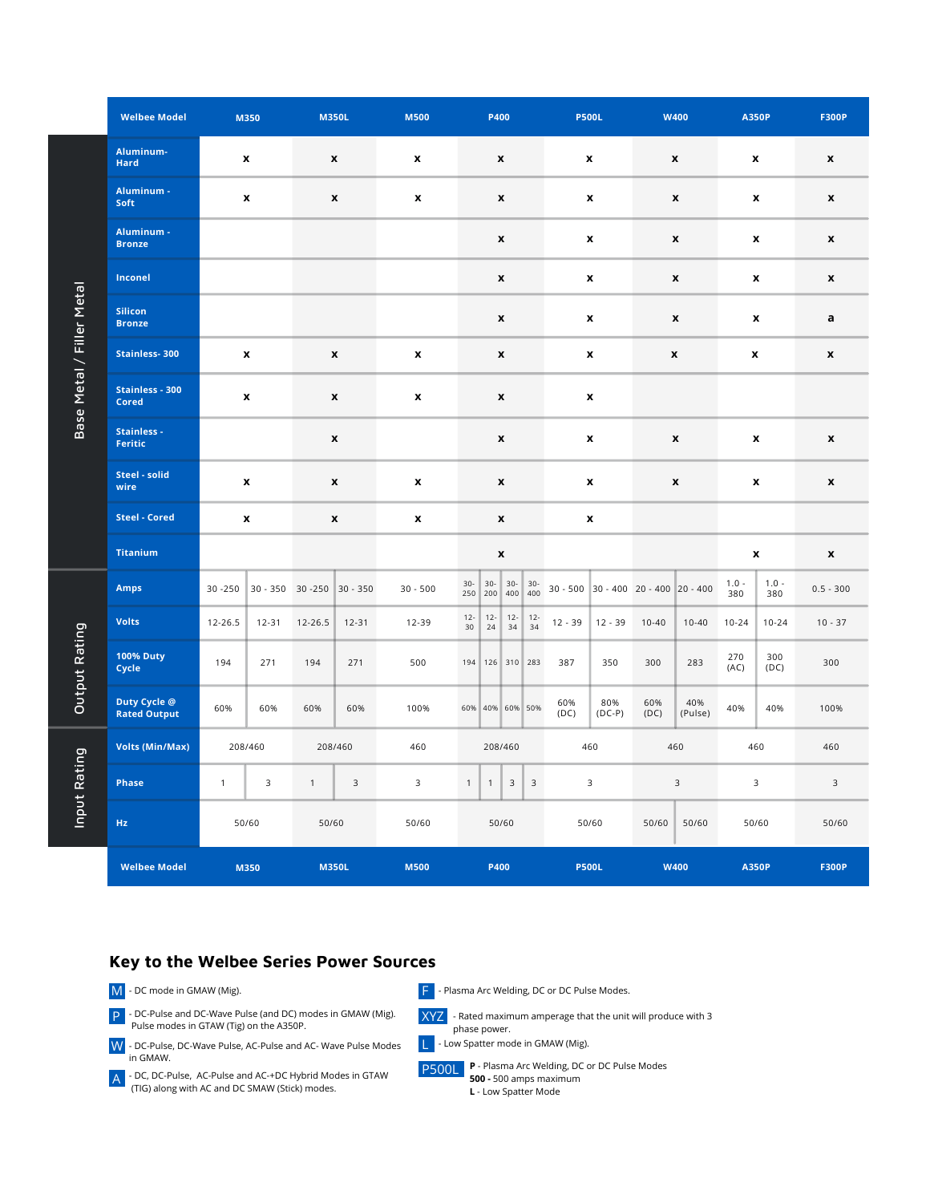| | Welbee Model | M350 | M350L | M500 | P400 | P500L | W400 | A350P | F300P |
|---|---|---|---|---|---|---|---|---|---|
| Base Metal / Filler Metal | Aluminum-Hard | x | x | x | x | x | x | x | x |
| | Aluminum - Soft | x | x | x | x | x | x | x | x |
| | Aluminum - Bronze | | | | x | x | x | x | x |
| | Inconel | | | | x | x | x | x | x |
| | Silicon Bronze | | | | x | x | x | x | a |
| | Stainless- 300 | x | x | x | x | x | x | x | x |
| | Stainless - 300 Cored | x | x | x | x | x | | | |
| | Stainless - Feritic | | x | | x | x | x | x | x |
| | Steel - solid wire | x | x | x | x | x | x | x | x |
| | Steel - Cored | x | x | x | x | x | | | |
| | Titanium | | | | x | | | x | x |
| Output Rating | Amps | 30 -250 / 30 - 350 | 30 -250 / 30 - 350 | 30 - 500 | 30-250 / 30-200 / 30-400 / 30-400 | 30 - 500 / 30 - 400 | 20 - 400 / 20 - 400 | 1.0 - 380 / 1.0 - 380 | 0.5 - 300 |
| | Volts | 12-26.5 / 12-31 | 12-26.5 / 12-31 | 12-39 | 12-30 / 12-24 / 12-34 / 12-34 | 12 - 39 / 12 - 39 | 10-40 / 10-40 | 10-24 / 10-24 | 10 - 37 |
| | 100% Duty Cycle | 194 / 271 | 194 / 271 | 500 | 194 / 126 / 310 / 283 | 387 / 350 | 300 / 283 | 270 (AC) / 300 (DC) | 300 |
| | Duty Cycle @ Rated Output | 60% / 60% | 60% / 60% | 100% | 60% / 40% / 60% / 50% | 60% (DC) / 80% (DC-P) | 60% (DC) / 40% (Pulse) | 40% / 40% | 100% |
| Input Rating | Volts (Min/Max) | 208/460 | 208/460 | 460 | 208/460 | 460 | 460 | 460 | 460 |
| | Phase | 1 / 3 | 1 / 3 | 3 | 1 / 1 / 3 / 3 | 3 | 3 | 3 | 3 |
| | Hz | 50/60 | 50/60 | 50/60 | 50/60 | 50/60 | 50/60 / 50/60 | 50/60 | 50/60 |
| | Welbee Model | M350 | M350L | M500 | P400 | P500L | W400 | A350P | F300P |

## Key to the Welbee Series Power Sources

- **M** - DC mode in GMAW (Mig).
- **P** - DC-Pulse and DC-Wave Pulse (and DC) modes in GMAW (Mig). Pulse modes in GTAW (Tig) on the A350P.
- **W** - DC-Pulse, DC-Wave Pulse, AC-Pulse and AC- Wave Pulse Modes in GMAW.
- **A** - DC, DC-Pulse, AC-Pulse and AC-+DC Hybrid Modes in GTAW (TIG) along with AC and DC SMAW (Stick) modes.
- **F** - Plasma Arc Welding, DC or DC Pulse Modes.
- **XYZ** - Rated maximum amperage that the unit will produce with 3 phase power.
- **L** - Low Spatter mode in GMAW (Mig).
- **P500L**
  - **P** - Plasma Arc Welding, DC or DC Pulse Modes
  - **500** - 500 amps maximum
  - **L** - Low Spatter Mode